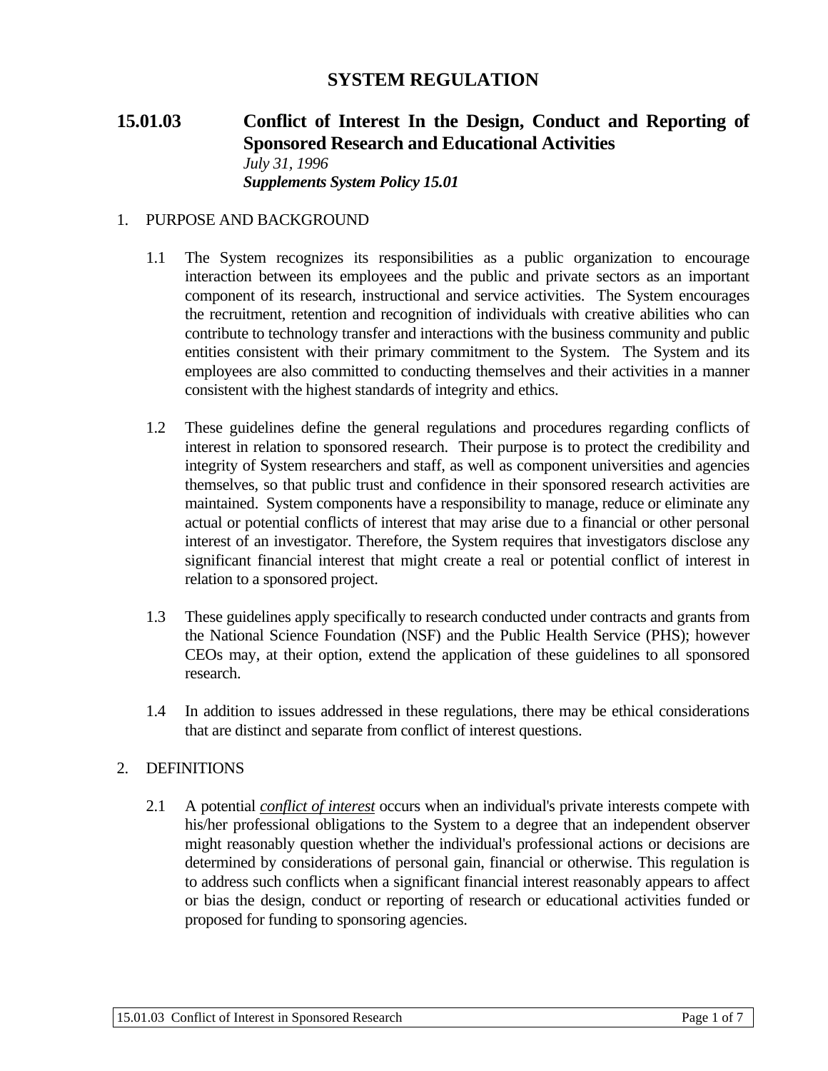# SYSTEM REGULATION

## 15.01.03 Conflict of Interest In the Design, Conduct and Reporting of Sponsored Research and Educational Activities

*July 31, 1996*

***Supplements System Policy 15.01***

1. PURPOSE AND BACKGROUND

   1.1 The System recognizes its responsibilities as a public organization to encourage interaction between its employees and the public and private sectors as an important component of its research, instructional and service activities. The System encourages the recruitment, retention and recognition of individuals with creative abilities who can contribute to technology transfer and interactions with the business community and public entities consistent with their primary commitment to the System. The System and its employees are also committed to conducting themselves and their activities in a manner consistent with the highest standards of integrity and ethics.

   1.2 These guidelines define the general regulations and procedures regarding conflicts of interest in relation to sponsored research. Their purpose is to protect the credibility and integrity of System researchers and staff, as well as component universities and agencies themselves, so that public trust and confidence in their sponsored research activities are maintained. System components have a responsibility to manage, reduce or eliminate any actual or potential conflicts of interest that may arise due to a financial or other personal interest of an investigator. Therefore, the System requires that investigators disclose any significant financial interest that might create a real or potential conflict of interest in relation to a sponsored project.

   1.3 These guidelines apply specifically to research conducted under contracts and grants from the National Science Foundation (NSF) and the Public Health Service (PHS); however CEOs may, at their option, extend the application of these guidelines to all sponsored research.

   1.4 In addition to issues addressed in these regulations, there may be ethical considerations that are distinct and separate from conflict of interest questions.

2. DEFINITIONS

   2.1 A potential *conflict of interest* occurs when an individual's private interests compete with his/her professional obligations to the System to a degree that an independent observer might reasonably question whether the individual's professional actions or decisions are determined by considerations of personal gain, financial or otherwise. This regulation is to address such conflicts when a significant financial interest reasonably appears to affect or bias the design, conduct or reporting of research or educational activities funded or proposed for funding to sponsoring agencies.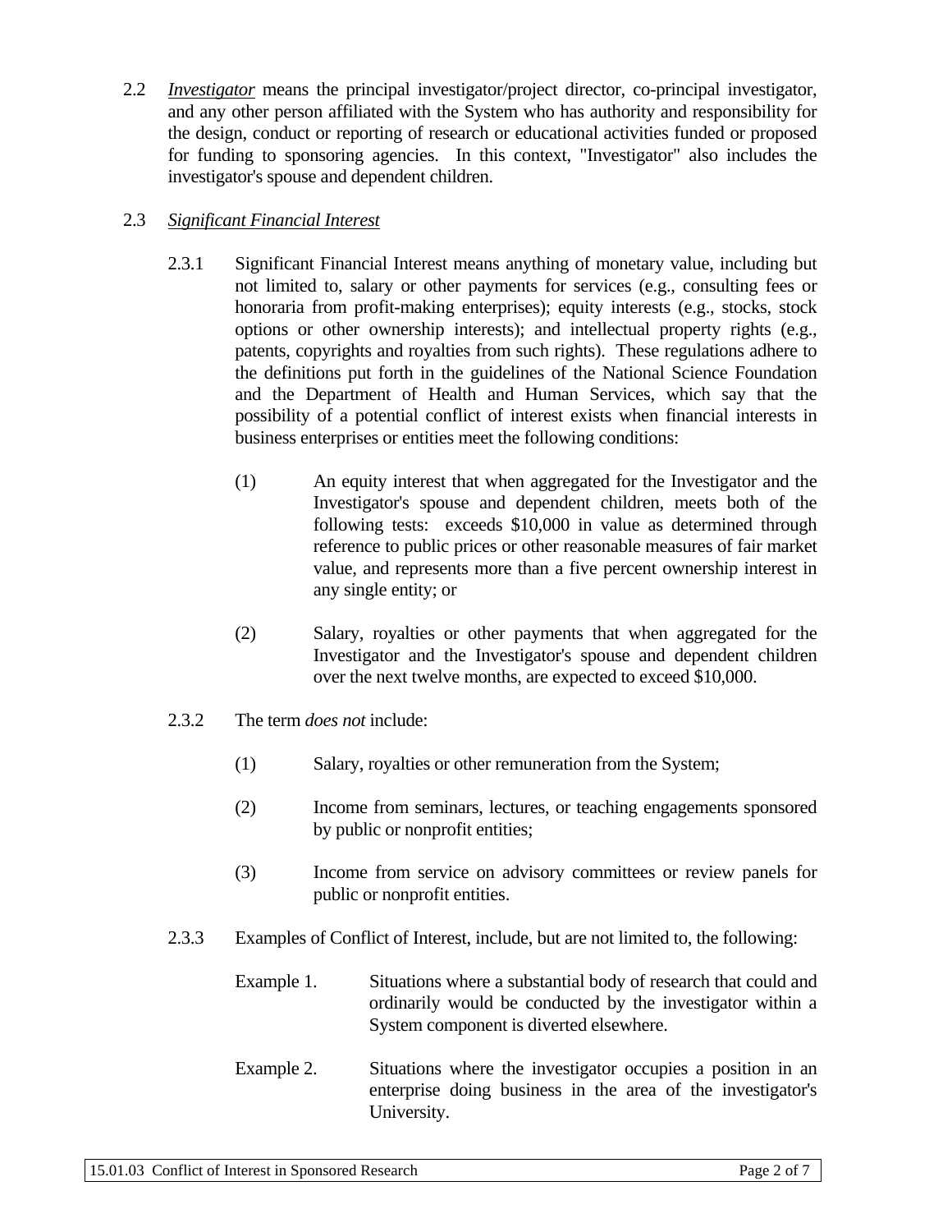2.2 *Investigator* means the principal investigator/project director, co-principal investigator, and any other person affiliated with the System who has authority and responsibility for the design, conduct or reporting of research or educational activities funded or proposed for funding to sponsoring agencies. In this context, "Investigator" also includes the investigator's spouse and dependent children.

2.3 *Significant Financial Interest*

2.3.1 Significant Financial Interest means anything of monetary value, including but not limited to, salary or other payments for services (e.g., consulting fees or honoraria from profit-making enterprises); equity interests (e.g., stocks, stock options or other ownership interests); and intellectual property rights (e.g., patents, copyrights and royalties from such rights). These regulations adhere to the definitions put forth in the guidelines of the National Science Foundation and the Department of Health and Human Services, which say that the possibility of a potential conflict of interest exists when financial interests in business enterprises or entities meet the following conditions:

(1) An equity interest that when aggregated for the Investigator and the Investigator's spouse and dependent children, meets both of the following tests: exceeds $10,000 in value as determined through reference to public prices or other reasonable measures of fair market value, and represents more than a five percent ownership interest in any single entity; or

(2) Salary, royalties or other payments that when aggregated for the Investigator and the Investigator's spouse and dependent children over the next twelve months, are expected to exceed $10,000.

2.3.2 The term *does not* include:

(1) Salary, royalties or other remuneration from the System;

(2) Income from seminars, lectures, or teaching engagements sponsored by public or nonprofit entities;

(3) Income from service on advisory committees or review panels for public or nonprofit entities.

2.3.3 Examples of Conflict of Interest, include, but are not limited to, the following:

Example 1. Situations where a substantial body of research that could and ordinarily would be conducted by the investigator within a System component is diverted elsewhere.

Example 2. Situations where the investigator occupies a position in an enterprise doing business in the area of the investigator's University.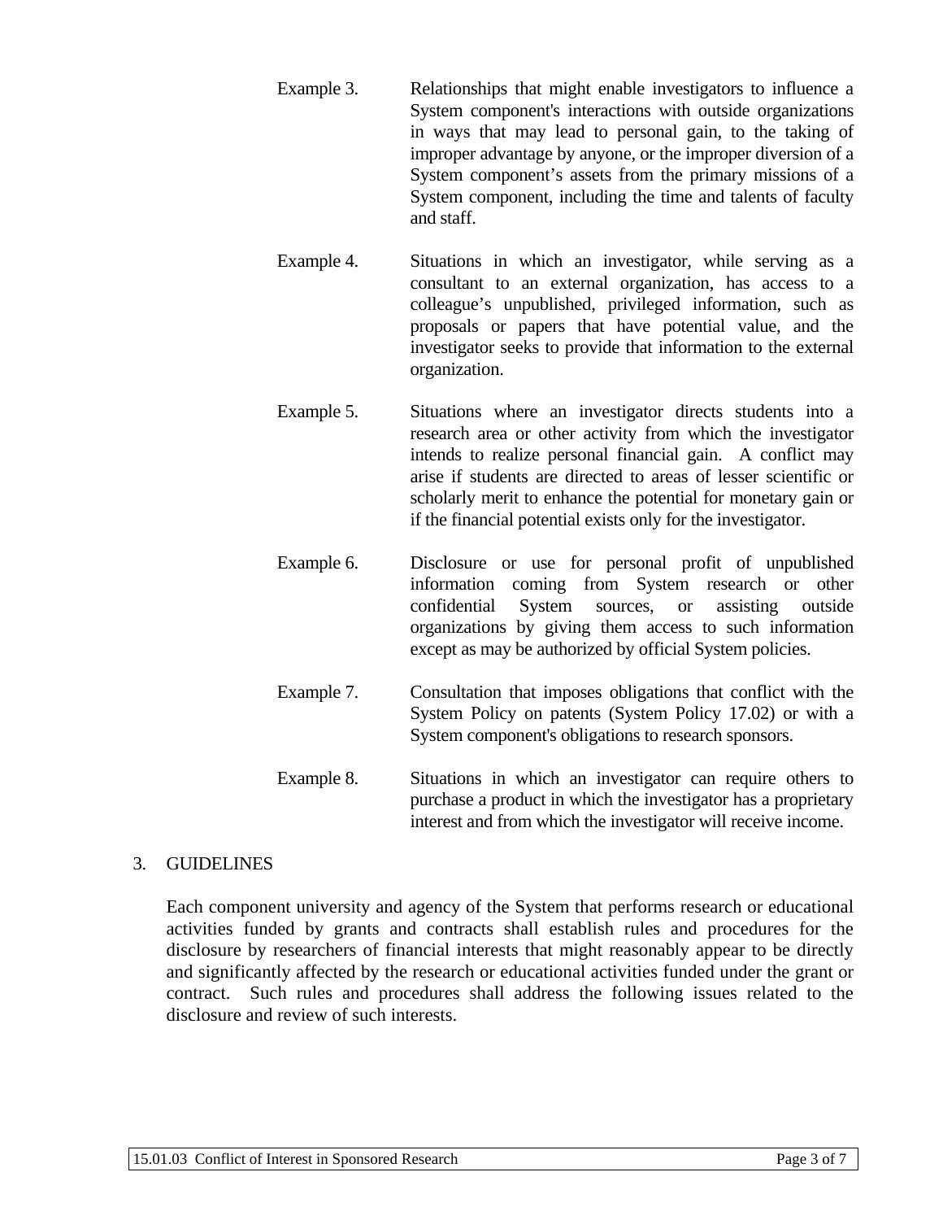Example 3. Relationships that might enable investigators to influence a System component's interactions with outside organizations in ways that may lead to personal gain, to the taking of improper advantage by anyone, or the improper diversion of a System component's assets from the primary missions of a System component, including the time and talents of faculty and staff.

Example 4. Situations in which an investigator, while serving as a consultant to an external organization, has access to a colleague's unpublished, privileged information, such as proposals or papers that have potential value, and the investigator seeks to provide that information to the external organization.

Example 5. Situations where an investigator directs students into a research area or other activity from which the investigator intends to realize personal financial gain. A conflict may arise if students are directed to areas of lesser scientific or scholarly merit to enhance the potential for monetary gain or if the financial potential exists only for the investigator.

Example 6. Disclosure or use for personal profit of unpublished information coming from System research or other confidential System sources, or assisting outside organizations by giving them access to such information except as may be authorized by official System policies.

Example 7. Consultation that imposes obligations that conflict with the System Policy on patents (System Policy 17.02) or with a System component's obligations to research sponsors.

Example 8. Situations in which an investigator can require others to purchase a product in which the investigator has a proprietary interest and from which the investigator will receive income.

3. GUIDELINES

Each component university and agency of the System that performs research or educational activities funded by grants and contracts shall establish rules and procedures for the disclosure by researchers of financial interests that might reasonably appear to be directly and significantly affected by the research or educational activities funded under the grant or contract. Such rules and procedures shall address the following issues related to the disclosure and review of such interests.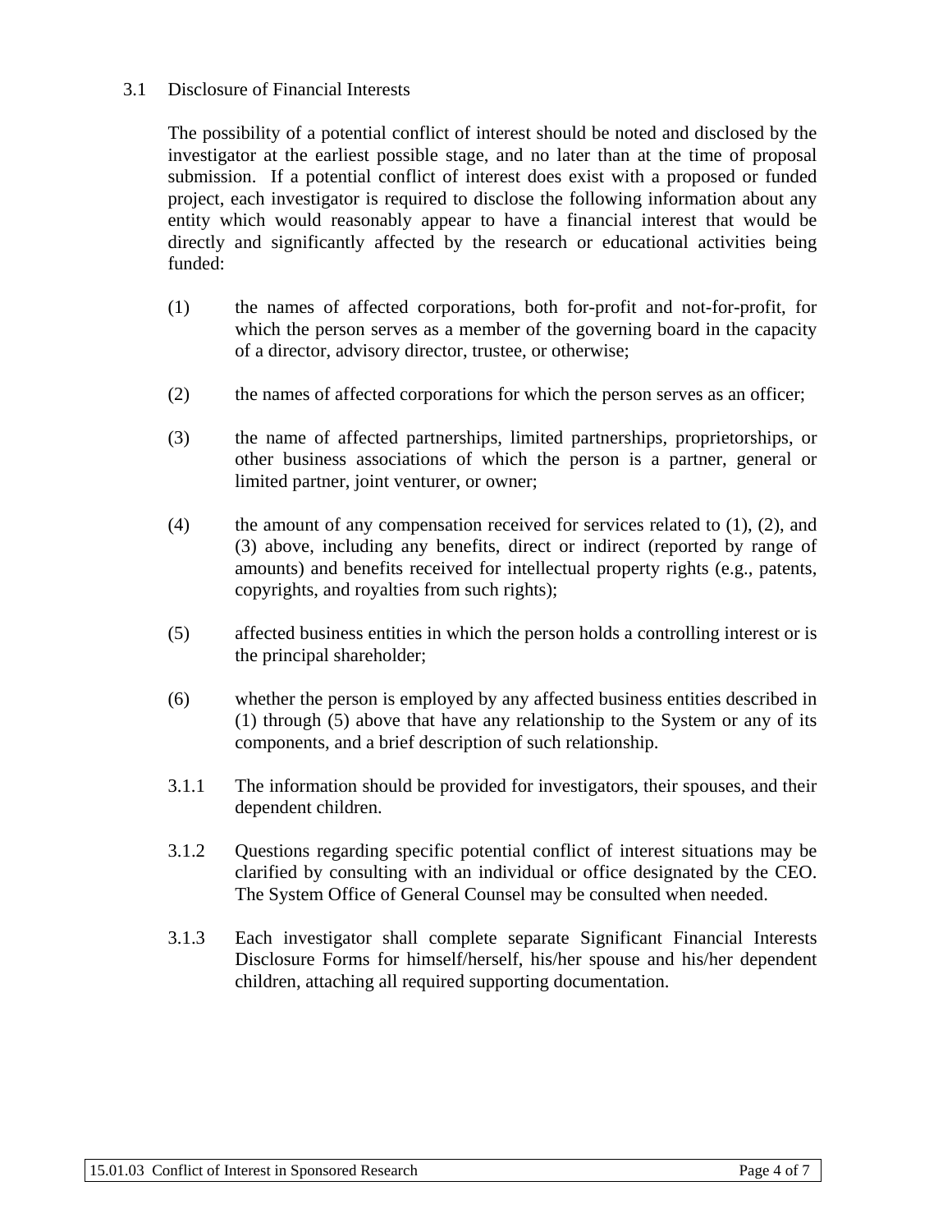## 3.1 Disclosure of Financial Interests

The possibility of a potential conflict of interest should be noted and disclosed by the investigator at the earliest possible stage, and no later than at the time of proposal submission. If a potential conflict of interest does exist with a proposed or funded project, each investigator is required to disclose the following information about any entity which would reasonably appear to have a financial interest that would be directly and significantly affected by the research or educational activities being funded:

(1) the names of affected corporations, both for-profit and not-for-profit, for which the person serves as a member of the governing board in the capacity of a director, advisory director, trustee, or otherwise;

(2) the names of affected corporations for which the person serves as an officer;

(3) the name of affected partnerships, limited partnerships, proprietorships, or other business associations of which the person is a partner, general or limited partner, joint venturer, or owner;

(4) the amount of any compensation received for services related to (1), (2), and (3) above, including any benefits, direct or indirect (reported by range of amounts) and benefits received for intellectual property rights (e.g., patents, copyrights, and royalties from such rights);

(5) affected business entities in which the person holds a controlling interest or is the principal shareholder;

(6) whether the person is employed by any affected business entities described in (1) through (5) above that have any relationship to the System or any of its components, and a brief description of such relationship.

3.1.1 The information should be provided for investigators, their spouses, and their dependent children.

3.1.2 Questions regarding specific potential conflict of interest situations may be clarified by consulting with an individual or office designated by the CEO. The System Office of General Counsel may be consulted when needed.

3.1.3 Each investigator shall complete separate Significant Financial Interests Disclosure Forms for himself/herself, his/her spouse and his/her dependent children, attaching all required supporting documentation.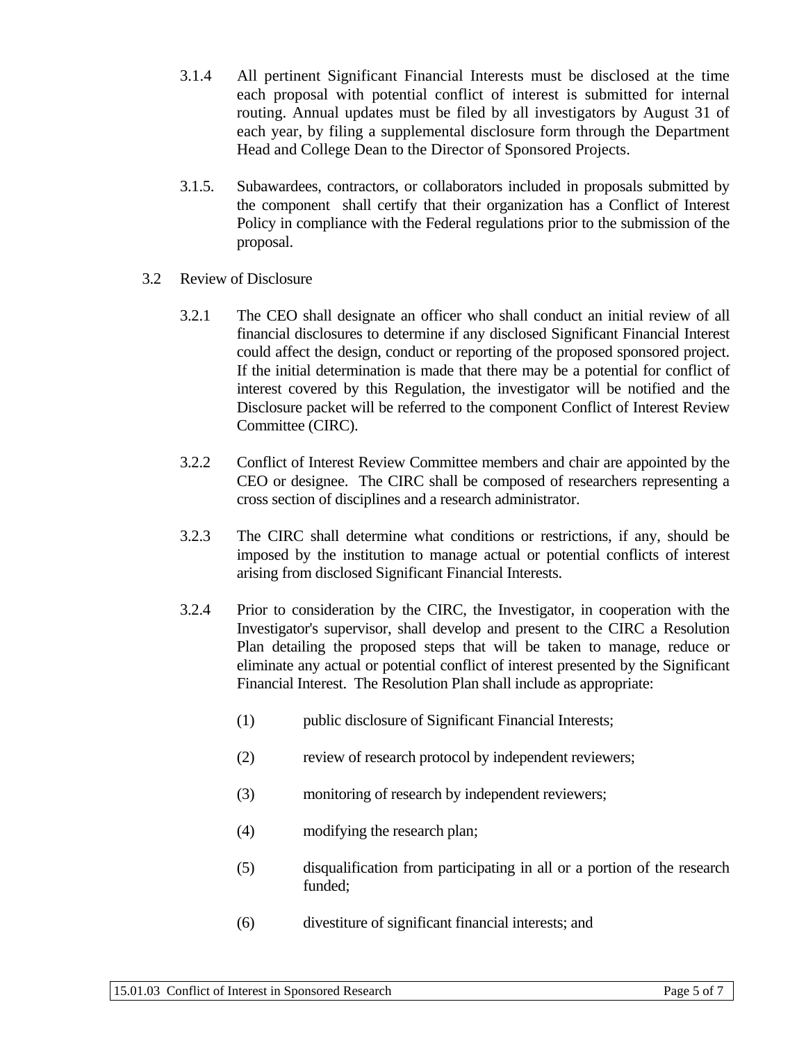3.1.4 All pertinent Significant Financial Interests must be disclosed at the time each proposal with potential conflict of interest is submitted for internal routing. Annual updates must be filed by all investigators by August 31 of each year, by filing a supplemental disclosure form through the Department Head and College Dean to the Director of Sponsored Projects.

3.1.5. Subawardees, contractors, or collaborators included in proposals submitted by the component shall certify that their organization has a Conflict of Interest Policy in compliance with the Federal regulations prior to the submission of the proposal.

3.2 Review of Disclosure

3.2.1 The CEO shall designate an officer who shall conduct an initial review of all financial disclosures to determine if any disclosed Significant Financial Interest could affect the design, conduct or reporting of the proposed sponsored project. If the initial determination is made that there may be a potential for conflict of interest covered by this Regulation, the investigator will be notified and the Disclosure packet will be referred to the component Conflict of Interest Review Committee (CIRC).

3.2.2 Conflict of Interest Review Committee members and chair are appointed by the CEO or designee. The CIRC shall be composed of researchers representing a cross section of disciplines and a research administrator.

3.2.3 The CIRC shall determine what conditions or restrictions, if any, should be imposed by the institution to manage actual or potential conflicts of interest arising from disclosed Significant Financial Interests.

3.2.4 Prior to consideration by the CIRC, the Investigator, in cooperation with the Investigator's supervisor, shall develop and present to the CIRC a Resolution Plan detailing the proposed steps that will be taken to manage, reduce or eliminate any actual or potential conflict of interest presented by the Significant Financial Interest. The Resolution Plan shall include as appropriate:

(1) public disclosure of Significant Financial Interests;

(2) review of research protocol by independent reviewers;

(3) monitoring of research by independent reviewers;

(4) modifying the research plan;

(5) disqualification from participating in all or a portion of the research funded;

(6) divestiture of significant financial interests; and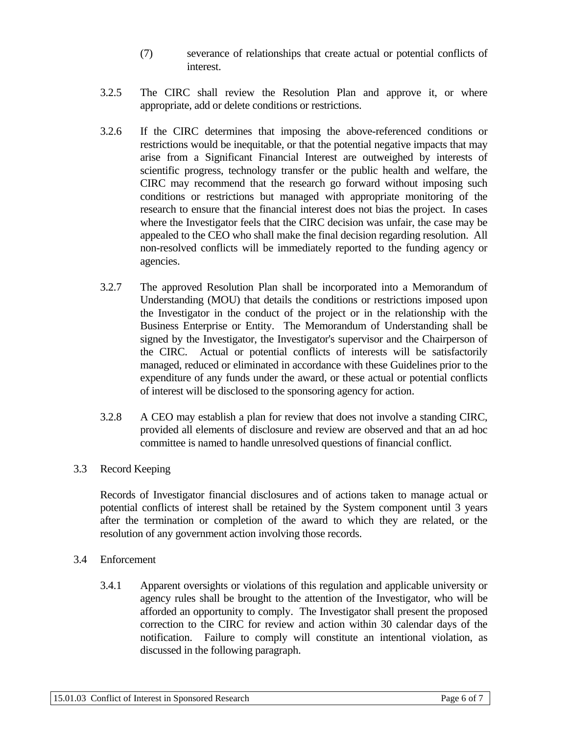(7) severance of relationships that create actual or potential conflicts of interest.

3.2.5 The CIRC shall review the Resolution Plan and approve it, or where appropriate, add or delete conditions or restrictions.

3.2.6 If the CIRC determines that imposing the above-referenced conditions or restrictions would be inequitable, or that the potential negative impacts that may arise from a Significant Financial Interest are outweighed by interests of scientific progress, technology transfer or the public health and welfare, the CIRC may recommend that the research go forward without imposing such conditions or restrictions but managed with appropriate monitoring of the research to ensure that the financial interest does not bias the project. In cases where the Investigator feels that the CIRC decision was unfair, the case may be appealed to the CEO who shall make the final decision regarding resolution. All non-resolved conflicts will be immediately reported to the funding agency or agencies.

3.2.7 The approved Resolution Plan shall be incorporated into a Memorandum of Understanding (MOU) that details the conditions or restrictions imposed upon the Investigator in the conduct of the project or in the relationship with the Business Enterprise or Entity. The Memorandum of Understanding shall be signed by the Investigator, the Investigator's supervisor and the Chairperson of the CIRC. Actual or potential conflicts of interests will be satisfactorily managed, reduced or eliminated in accordance with these Guidelines prior to the expenditure of any funds under the award, or these actual or potential conflicts of interest will be disclosed to the sponsoring agency for action.

3.2.8 A CEO may establish a plan for review that does not involve a standing CIRC, provided all elements of disclosure and review are observed and that an ad hoc committee is named to handle unresolved questions of financial conflict.

3.3 Record Keeping

Records of Investigator financial disclosures and of actions taken to manage actual or potential conflicts of interest shall be retained by the System component until 3 years after the termination or completion of the award to which they are related, or the resolution of any government action involving those records.

3.4 Enforcement

3.4.1 Apparent oversights or violations of this regulation and applicable university or agency rules shall be brought to the attention of the Investigator, who will be afforded an opportunity to comply. The Investigator shall present the proposed correction to the CIRC for review and action within 30 calendar days of the notification. Failure to comply will constitute an intentional violation, as discussed in the following paragraph.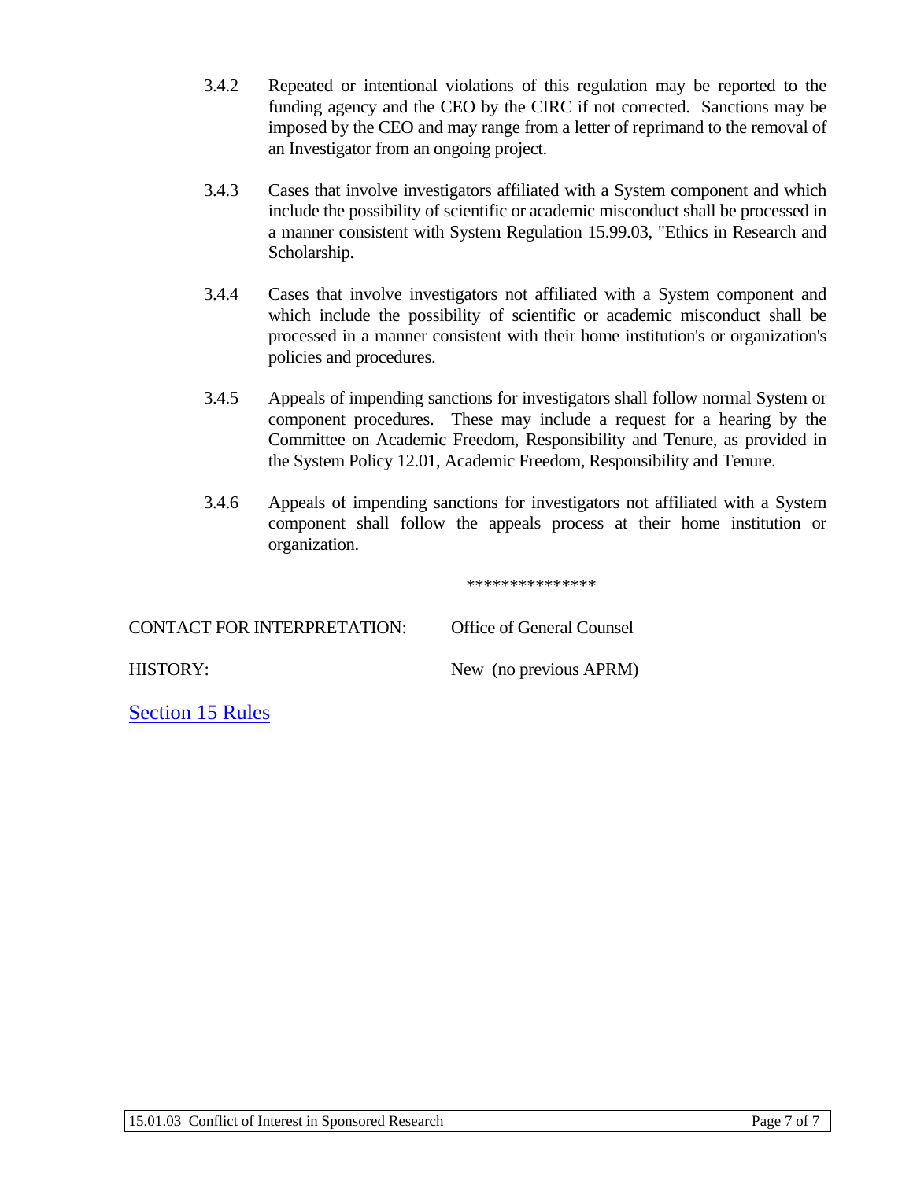3.4.2 Repeated or intentional violations of this regulation may be reported to the funding agency and the CEO by the CIRC if not corrected. Sanctions may be imposed by the CEO and may range from a letter of reprimand to the removal of an Investigator from an ongoing project.

3.4.3 Cases that involve investigators affiliated with a System component and which include the possibility of scientific or academic misconduct shall be processed in a manner consistent with System Regulation 15.99.03, "Ethics in Research and Scholarship.

3.4.4 Cases that involve investigators not affiliated with a System component and which include the possibility of scientific or academic misconduct shall be processed in a manner consistent with their home institution's or organization's policies and procedures.

3.4.5 Appeals of impending sanctions for investigators shall follow normal System or component procedures. These may include a request for a hearing by the Committee on Academic Freedom, Responsibility and Tenure, as provided in the System Policy 12.01, Academic Freedom, Responsibility and Tenure.

3.4.6 Appeals of impending sanctions for investigators not affiliated with a System component shall follow the appeals process at their home institution or organization.

***************

CONTACT FOR INTERPRETATION: Office of General Counsel

HISTORY: New (no previous APRM)

Section 15 Rules